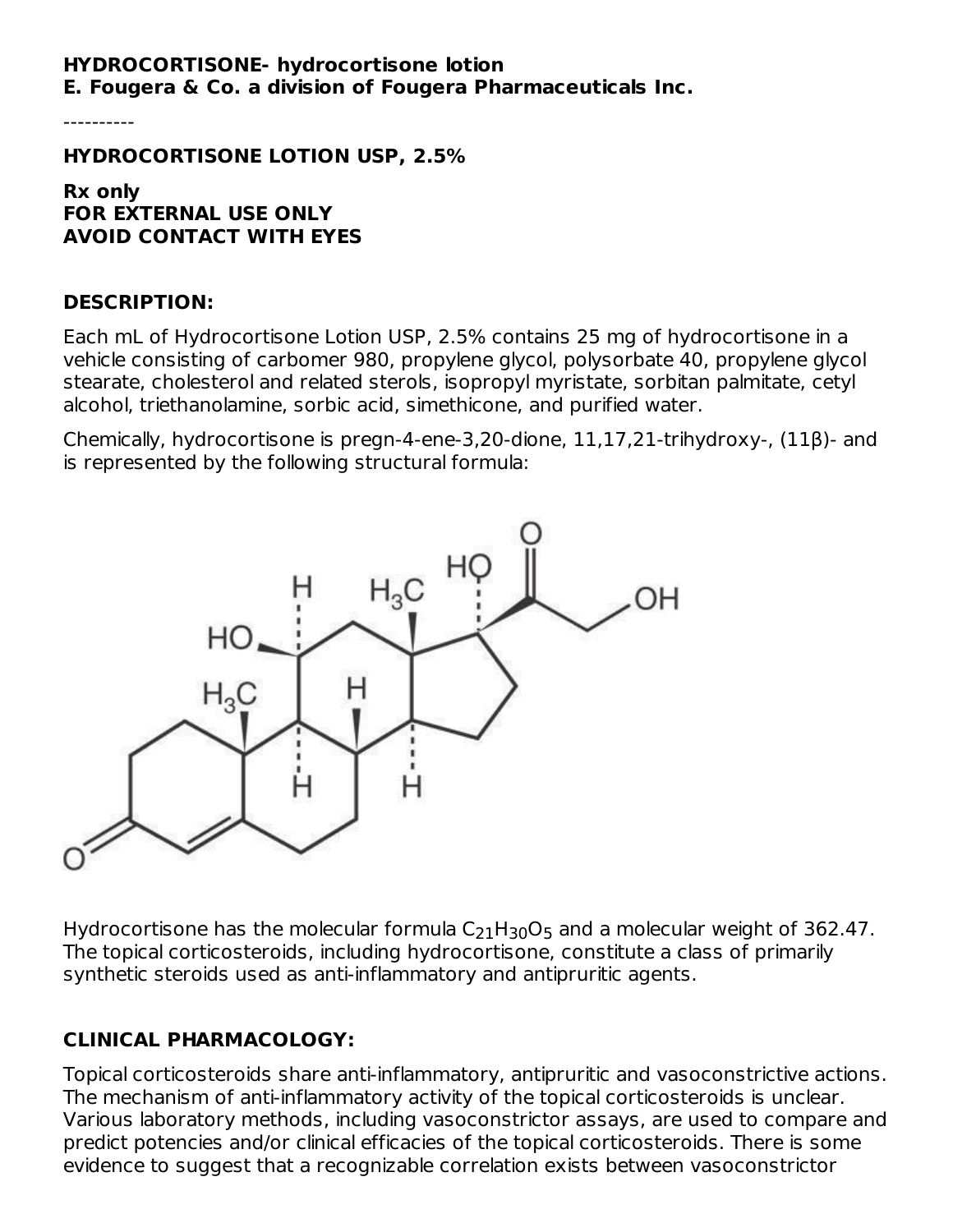**HYDROCORTISONE- hydrocortisone lotion**
**E. Fougera & Co. a division of Fougera Pharmaceuticals Inc.**

----------

**HYDROCORTISONE LOTION USP, 2.5%**

**Rx only**
**FOR EXTERNAL USE ONLY**
**AVOID CONTACT WITH EYES**

## DESCRIPTION:

Each mL of Hydrocortisone Lotion USP, 2.5% contains 25 mg of hydrocortisone in a vehicle consisting of carbomer 980, propylene glycol, polysorbate 40, propylene glycol stearate, cholesterol and related sterols, isopropyl myristate, sorbitan palmitate, cetyl alcohol, triethanolamine, sorbic acid, simethicone, and purified water.

Chemically, hydrocortisone is pregn-4-ene-3,20-dione, 11,17,21-trihydroxy-, (11β)- and is represented by the following structural formula:

Hydrocortisone has the molecular formula $C_{21}H_{30}O_5$ and a molecular weight of 362.47. The topical corticosteroids, including hydrocortisone, constitute a class of primarily synthetic steroids used as anti-inflammatory and antipruritic agents.

## CLINICAL PHARMACOLOGY:

Topical corticosteroids share anti-inflammatory, antipruritic and vasoconstrictive actions. The mechanism of anti-inflammatory activity of the topical corticosteroids is unclear. Various laboratory methods, including vasoconstrictor assays, are used to compare and predict potencies and/or clinical efficacies of the topical corticosteroids. There is some evidence to suggest that a recognizable correlation exists between vasoconstrictor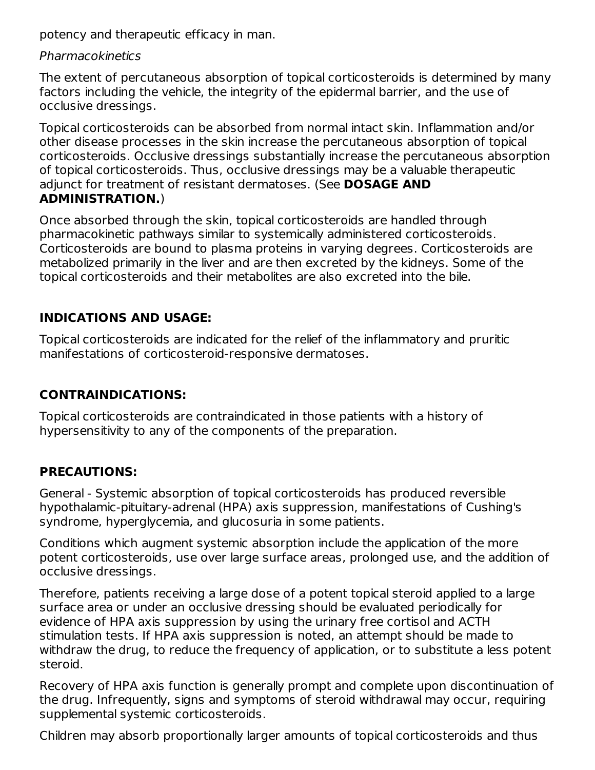potency and therapeutic efficacy in man.

*Pharmacokinetics*

The extent of percutaneous absorption of topical corticosteroids is determined by many factors including the vehicle, the integrity of the epidermal barrier, and the use of occlusive dressings.

Topical corticosteroids can be absorbed from normal intact skin. Inflammation and/or other disease processes in the skin increase the percutaneous absorption of topical corticosteroids. Occlusive dressings substantially increase the percutaneous absorption of topical corticosteroids. Thus, occlusive dressings may be a valuable therapeutic adjunct for treatment of resistant dermatoses. (See **DOSAGE AND ADMINISTRATION.**)

Once absorbed through the skin, topical corticosteroids are handled through pharmacokinetic pathways similar to systemically administered corticosteroids. Corticosteroids are bound to plasma proteins in varying degrees. Corticosteroids are metabolized primarily in the liver and are then excreted by the kidneys. Some of the topical corticosteroids and their metabolites are also excreted into the bile.

## INDICATIONS AND USAGE:

Topical corticosteroids are indicated for the relief of the inflammatory and pruritic manifestations of corticosteroid-responsive dermatoses.

## CONTRAINDICATIONS:

Topical corticosteroids are contraindicated in those patients with a history of hypersensitivity to any of the components of the preparation.

## PRECAUTIONS:

General - Systemic absorption of topical corticosteroids has produced reversible hypothalamic-pituitary-adrenal (HPA) axis suppression, manifestations of Cushing's syndrome, hyperglycemia, and glucosuria in some patients.

Conditions which augment systemic absorption include the application of the more potent corticosteroids, use over large surface areas, prolonged use, and the addition of occlusive dressings.

Therefore, patients receiving a large dose of a potent topical steroid applied to a large surface area or under an occlusive dressing should be evaluated periodically for evidence of HPA axis suppression by using the urinary free cortisol and ACTH stimulation tests. If HPA axis suppression is noted, an attempt should be made to withdraw the drug, to reduce the frequency of application, or to substitute a less potent steroid.

Recovery of HPA axis function is generally prompt and complete upon discontinuation of the drug. Infrequently, signs and symptoms of steroid withdrawal may occur, requiring supplemental systemic corticosteroids.

Children may absorb proportionally larger amounts of topical corticosteroids and thus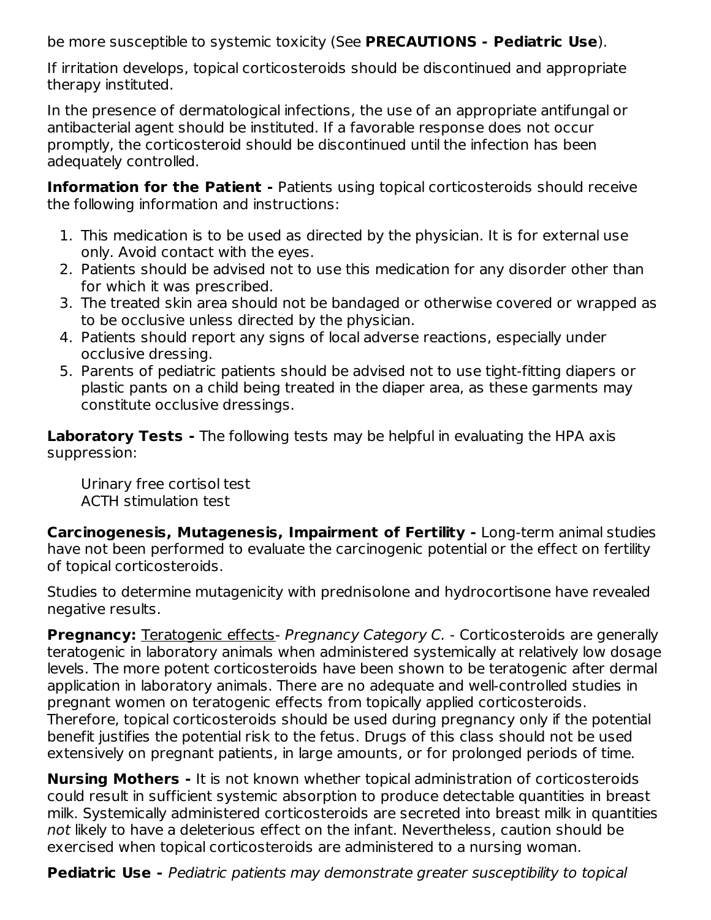be more susceptible to systemic toxicity (See **PRECAUTIONS - Pediatric Use**).

If irritation develops, topical corticosteroids should be discontinued and appropriate therapy instituted.

In the presence of dermatological infections, the use of an appropriate antifungal or antibacterial agent should be instituted. If a favorable response does not occur promptly, the corticosteroid should be discontinued until the infection has been adequately controlled.

**Information for the Patient -** Patients using topical corticosteroids should receive the following information and instructions:

1. This medication is to be used as directed by the physician. It is for external use only. Avoid contact with the eyes.
2. Patients should be advised not to use this medication for any disorder other than for which it was prescribed.
3. The treated skin area should not be bandaged or otherwise covered or wrapped as to be occlusive unless directed by the physician.
4. Patients should report any signs of local adverse reactions, especially under occlusive dressing.
5. Parents of pediatric patients should be advised not to use tight-fitting diapers or plastic pants on a child being treated in the diaper area, as these garments may constitute occlusive dressings.

**Laboratory Tests -** The following tests may be helpful in evaluating the HPA axis suppression:

Urinary free cortisol test
ACTH stimulation test

**Carcinogenesis, Mutagenesis, Impairment of Fertility -** Long-term animal studies have not been performed to evaluate the carcinogenic potential or the effect on fertility of topical corticosteroids.

Studies to determine mutagenicity with prednisolone and hydrocortisone have revealed negative results.

**Pregnancy:** Teratogenic effects- *Pregnancy Category C.* - Corticosteroids are generally teratogenic in laboratory animals when administered systemically at relatively low dosage levels. The more potent corticosteroids have been shown to be teratogenic after dermal application in laboratory animals. There are no adequate and well-controlled studies in pregnant women on teratogenic effects from topically applied corticosteroids. Therefore, topical corticosteroids should be used during pregnancy only if the potential benefit justifies the potential risk to the fetus. Drugs of this class should not be used extensively on pregnant patients, in large amounts, or for prolonged periods of time.

**Nursing Mothers -** It is not known whether topical administration of corticosteroids could result in sufficient systemic absorption to produce detectable quantities in breast milk. Systemically administered corticosteroids are secreted into breast milk in quantities *not* likely to have a deleterious effect on the infant. Nevertheless, caution should be exercised when topical corticosteroids are administered to a nursing woman.

**Pediatric Use -** *Pediatric patients may demonstrate greater susceptibility to topical*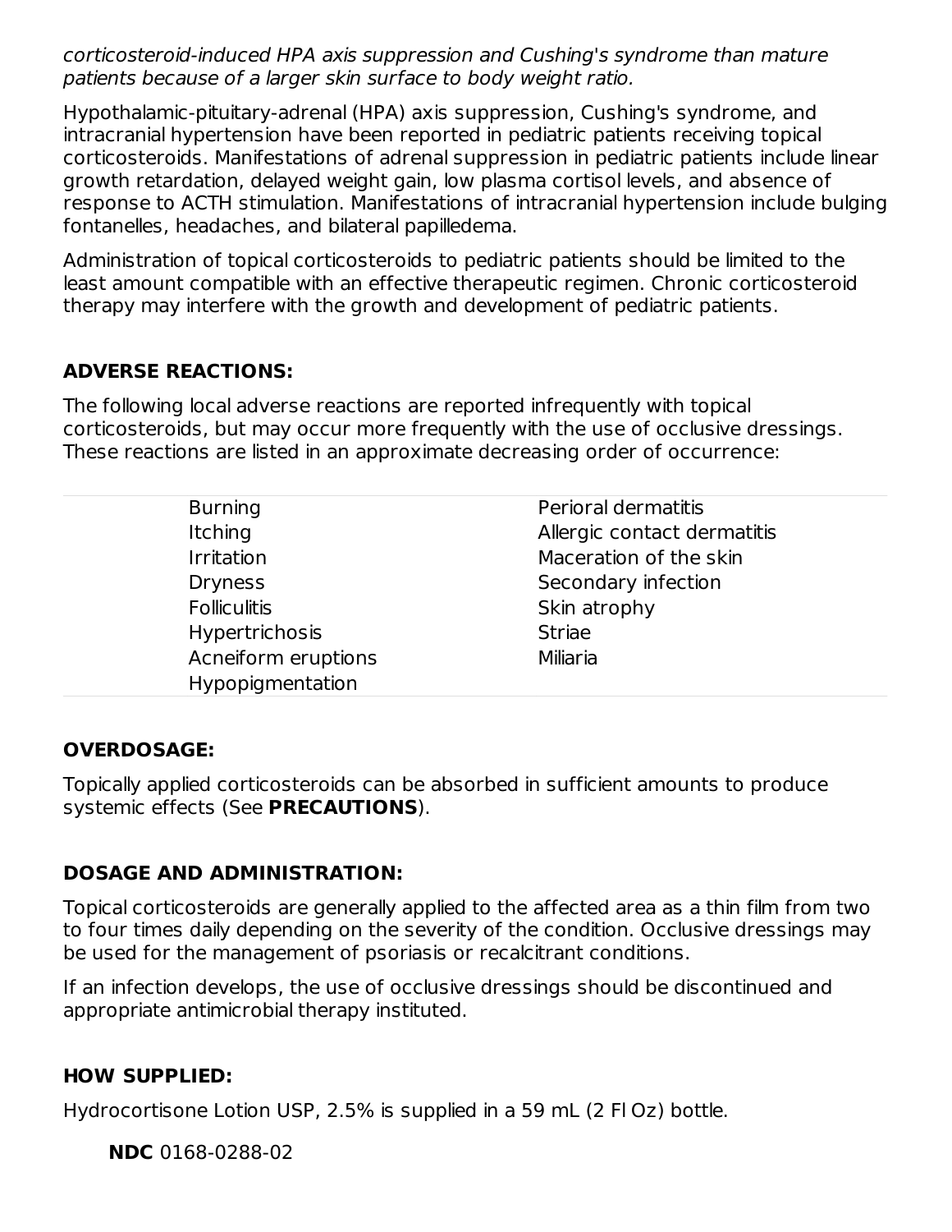*corticosteroid-induced HPA axis suppression and Cushing's syndrome than mature patients because of a larger skin surface to body weight ratio.*

Hypothalamic-pituitary-adrenal (HPA) axis suppression, Cushing's syndrome, and intracranial hypertension have been reported in pediatric patients receiving topical corticosteroids. Manifestations of adrenal suppression in pediatric patients include linear growth retardation, delayed weight gain, low plasma cortisol levels, and absence of response to ACTH stimulation. Manifestations of intracranial hypertension include bulging fontanelles, headaches, and bilateral papilledema.

Administration of topical corticosteroids to pediatric patients should be limited to the least amount compatible with an effective therapeutic regimen. Chronic corticosteroid therapy may interfere with the growth and development of pediatric patients.

## ADVERSE REACTIONS:

The following local adverse reactions are reported infrequently with topical corticosteroids, but may occur more frequently with the use of occlusive dressings. These reactions are listed in an approximate decreasing order of occurrence:

| | |
|---|---|
| Burning | Perioral dermatitis |
| Itching | Allergic contact dermatitis |
| Irritation | Maceration of the skin |
| Dryness | Secondary infection |
| Folliculitis | Skin atrophy |
| Hypertrichosis | Striae |
| Acneiform eruptions | Miliaria |
| Hypopigmentation | |

## OVERDOSAGE:

Topically applied corticosteroids can be absorbed in sufficient amounts to produce systemic effects (See **PRECAUTIONS**).

## DOSAGE AND ADMINISTRATION:

Topical corticosteroids are generally applied to the affected area as a thin film from two to four times daily depending on the severity of the condition. Occlusive dressings may be used for the management of psoriasis or recalcitrant conditions.

If an infection develops, the use of occlusive dressings should be discontinued and appropriate antimicrobial therapy instituted.

## HOW SUPPLIED:

Hydrocortisone Lotion USP, 2.5% is supplied in a 59 mL (2 Fl Oz) bottle.

**NDC** 0168-0288-02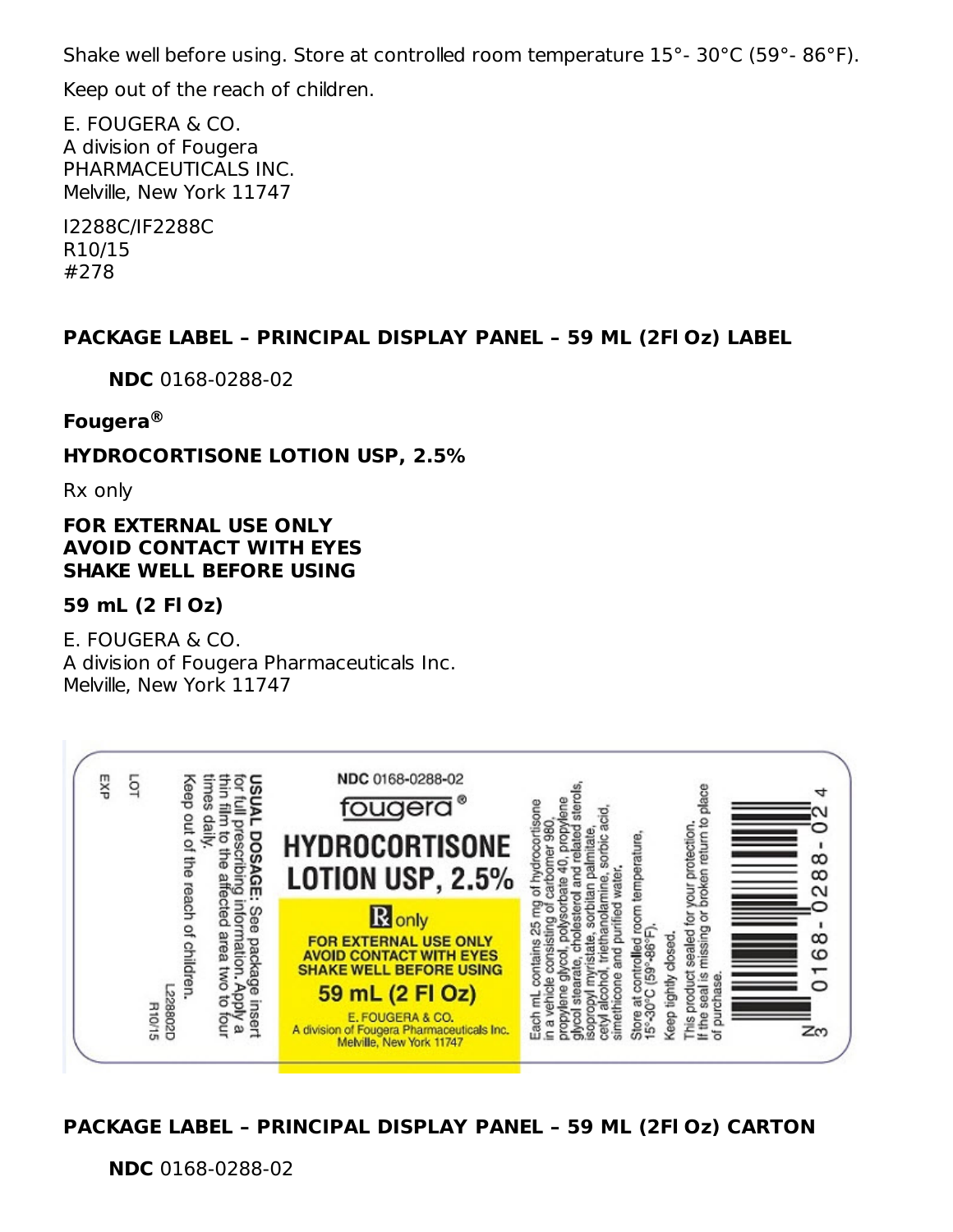Shake well before using. Store at controlled room temperature 15°- 30°C (59°- 86°F).

Keep out of the reach of children.

E. FOUGERA & CO.
A division of Fougera
PHARMACEUTICALS INC.
Melville, New York 11747

I2288C/IF2288C
R10/15
#278

## PACKAGE LABEL – PRINCIPAL DISPLAY PANEL – 59 ML (2Fl Oz) LABEL

**NDC** 0168-0288-02

**Fougera®**

**HYDROCORTISONE LOTION USP, 2.5%**

Rx only

**FOR EXTERNAL USE ONLY**
**AVOID CONTACT WITH EYES**
**SHAKE WELL BEFORE USING**

**59 mL (2 Fl Oz)**

E. FOUGERA & CO.
A division of Fougera Pharmaceuticals Inc.
Melville, New York 11747

EXP

LOT

L22880 2D
R10/15

Keep out of the reach of children.

**USUAL DOSAGE:** See package insert for full prescribing information. Apply a thin film to the affected area two to four times daily.

NDC 0168-0288-02

fougera®

HYDROCORTISONE LOTION USP, 2.5%

℞ only

FOR EXTERNAL USE ONLY
AVOID CONTACT WITH EYES
SHAKE WELL BEFORE USING

59 mL (2 Fl Oz)

E. FOUGERA & CO.
A division of Fougera Pharmaceuticals Inc.
Melville, New York 11747

Each mL contains 25 mg of hydrocortisone in a vehicle consisting of carbomer 980, propylene glycol, polysorbate 40, propylene glycol stearate, cholesterol and related sterols, isopropyl myristate, sorbitan palmitate, cetyl alcohol, triethanolamine, sorbic acid, simethicone and purified water.

Store at controlled room temperature, 15°-30°C (59°-86°F).

Keep tightly closed.

This product sealed for your protection. If the seal is missing or broken return to place of purchase.

N 3 0168-0288-02 4

## PACKAGE LABEL – PRINCIPAL DISPLAY PANEL – 59 ML (2Fl Oz) CARTON

**NDC** 0168-0288-02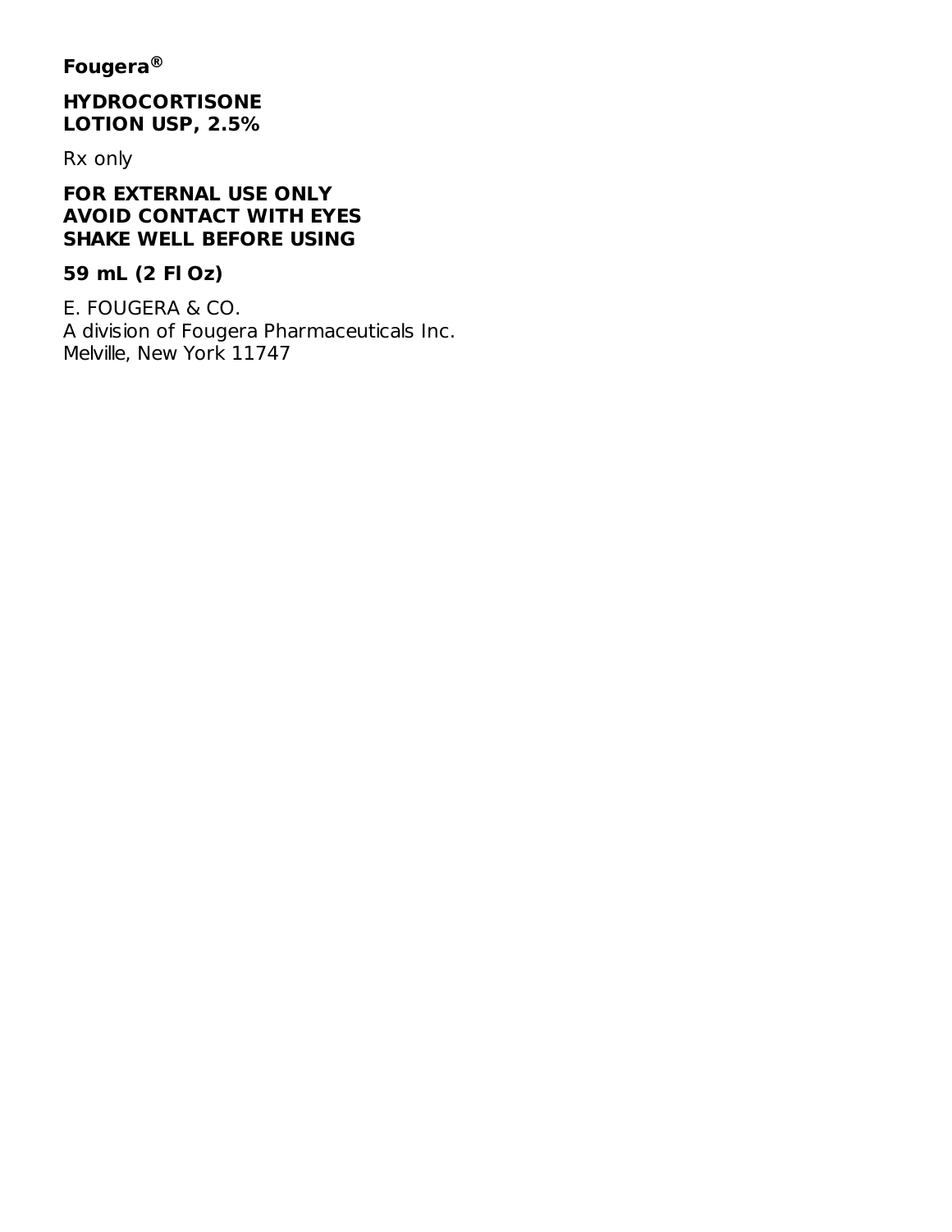**Fougera®**

**HYDROCORTISONE**
**LOTION USP, 2.5%**

Rx only

**FOR EXTERNAL USE ONLY**
**AVOID CONTACT WITH EYES**
**SHAKE WELL BEFORE USING**

**59 mL (2 Fl Oz)**

E. FOUGERA & CO.
A division of Fougera Pharmaceuticals Inc.
Melville, New York 11747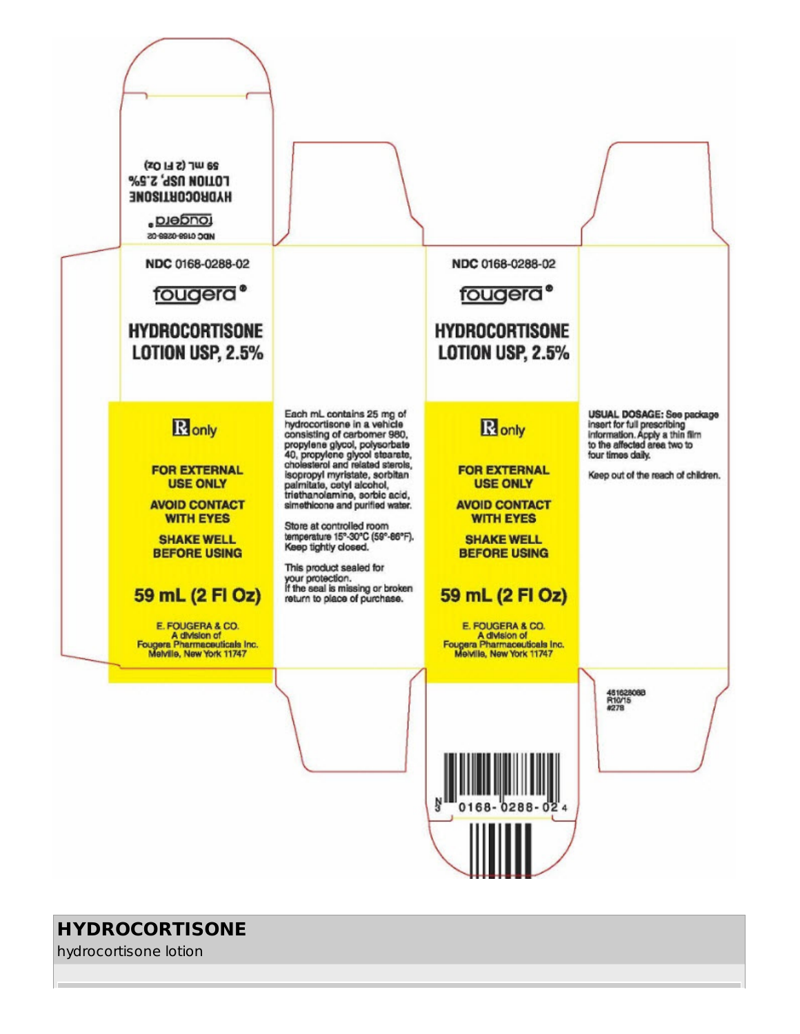NDC 0168-0288-02

fougera®

HYDROCORTISONE
LOTION USP, 2.5%

NDC 0168-0288-02

fougera®

**HYDROCORTISONE LOTION USP, 2.5%**

℞ only

**FOR EXTERNAL USE ONLY**

**AVOID CONTACT WITH EYES**

**SHAKE WELL BEFORE USING**

**59 mL (2 Fl Oz)**

E. FOUGERA & CO.
A division of
Fougera Pharmaceuticals Inc.
Melville, New York 11747

Each mL contains 25 mg of hydrocortisone in a vehicle consisting of carbomer 980, propylene glycol, polysorbate 40, propylene glycol stearate, cholesterol and related sterols, isopropyl myristate, sorbitan palmitate, cetyl alcohol, triethanolamine, sorbic acid, simethicone and purified water.

Store at controlled room temperature 15°-30°C (59°-86°F). Keep tightly closed.

This product sealed for your protection.
If the seal is missing or broken return to place of purchase.

NDC 0168-0288-02

fougera®

**HYDROCORTISONE LOTION USP, 2.5%**

℞ only

**FOR EXTERNAL USE ONLY**

**AVOID CONTACT WITH EYES**

**SHAKE WELL BEFORE USING**

**59 mL (2 Fl Oz)**

E. FOUGERA & CO.
A division of
Fougera Pharmaceuticals Inc.
Melville, New York 11747

**USUAL DOSAGE:** See package insert for full prescribing information. Apply a thin film to the affected area two to four times daily.

Keep out of the reach of children.

46162808B
R10/15
#278

N 3 0168-0288-02 4

## HYDROCORTISONE

hydrocortisone lotion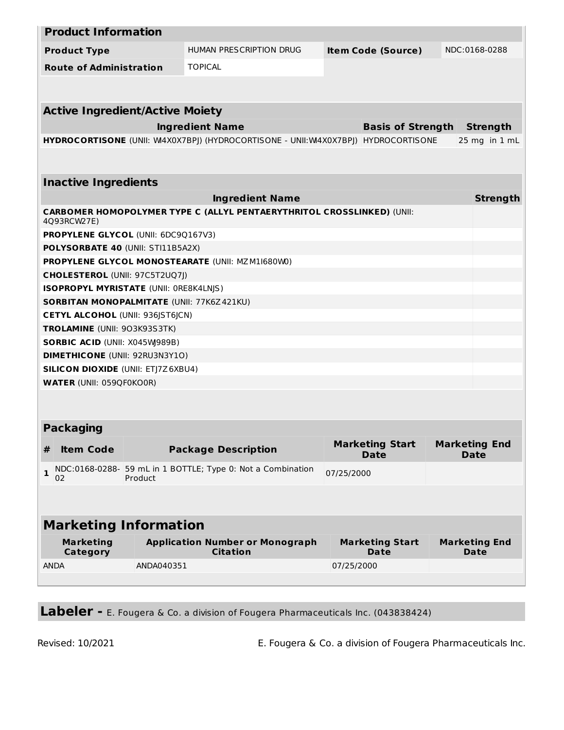## Product Information

| | | | |
|---|---|---|---|
| **Product Type** | HUMAN PRESCRIPTION DRUG | **Item Code (Source)** | NDC:0168-0288 |
| **Route of Administration** | TOPICAL | | |

## Active Ingredient/Active Moiety

| Ingredient Name | Basis of Strength | Strength |
|---|---|---|
| **HYDROCORTISONE** (UNII: WI4X0X7BPJ) (HYDROCORTISONE - UNII:WI4X0X7BPJ) | HYDROCORTISONE | 25 mg in 1 mL |

## Inactive Ingredients

| Ingredient Name | Strength |
|---|---|
| **CARBOMER HOMOPOLYMER TYPE C (ALLYL PENTAERYTHRITOL CROSSLINKED)** (UNII: 4Q93RCW27E) | |
| **PROPYLENE GLYCOL** (UNII: 6DC9Q167V3) | |
| **POLYSORBATE 40** (UNII: STI11B5A2X) | |
| **PROPYLENE GLYCOL MONOSTEARATE** (UNII: MZM1I680W0) | |
| **CHOLESTEROL** (UNII: 97C5T2UQ7J) | |
| **ISOPROPYL MYRISTATE** (UNII: 0RE8K4LNJS) | |
| **SORBITAN MONOPALMITATE** (UNII: 77K6Z421KU) | |
| **CETYL ALCOHOL** (UNII: 936JST6JCN) | |
| **TROLAMINE** (UNII: 9O3K93S3TK) | |
| **SORBIC ACID** (UNII: X045WJ989B) | |
| **DIMETHICONE** (UNII: 92RU3N3Y1O) | |
| **SILICON DIOXIDE** (UNII: ETJ7Z6XBU4) | |
| **WATER** (UNII: 059QF0KO0R) | |

## Packaging

| # | Item Code | Package Description | Marketing Start Date | Marketing End Date |
|---|---|---|---|---|
| 1 | NDC:0168-0288-02 | 59 mL in 1 BOTTLE; Type 0: Not a Combination Product | 07/25/2000 | |

## Marketing Information

| Marketing Category | Application Number or Monograph Citation | Marketing Start Date | Marketing End Date |
|---|---|---|---|
| ANDA | ANDA040351 | 07/25/2000 | |

**Labeler -** E. Fougera & Co. a division of Fougera Pharmaceuticals Inc. (043838424)

Revised: 10/2021

E. Fougera & Co. a division of Fougera Pharmaceuticals Inc.